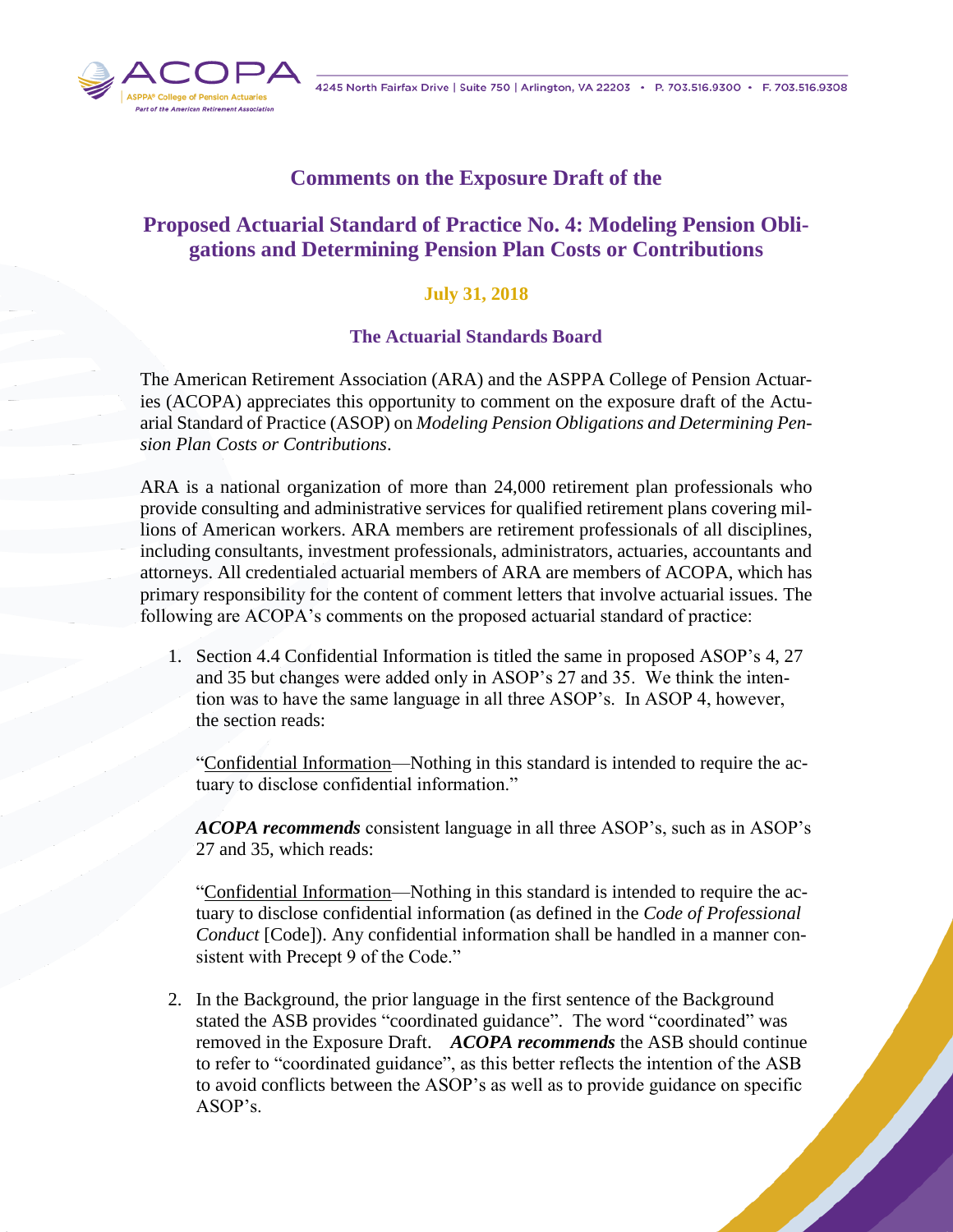ACOPA | ASPPA® College of Pension Actuaries | Part of the American Retirement Association

4245 North Fairfax Drive | Suite 750 | Arlington, VA 22203 • P. 703.516.9300 • F. 703.516.9308

## Comments on the Exposure Draft of the

## Proposed Actuarial Standard of Practice No. 4: Modeling Pension Obligations and Determining Pension Plan Costs or Contributions

**July 31, 2018**

**The Actuarial Standards Board**

The American Retirement Association (ARA) and the ASPPA College of Pension Actuaries (ACOPA) appreciates this opportunity to comment on the exposure draft of the Actuarial Standard of Practice (ASOP) on *Modeling Pension Obligations and Determining Pension Plan Costs or Contributions*.

ARA is a national organization of more than 24,000 retirement plan professionals who provide consulting and administrative services for qualified retirement plans covering millions of American workers. ARA members are retirement professionals of all disciplines, including consultants, investment professionals, administrators, actuaries, accountants and attorneys. All credentialed actuarial members of ARA are members of ACOPA, which has primary responsibility for the content of comment letters that involve actuarial issues. The following are ACOPA's comments on the proposed actuarial standard of practice:

1. Section 4.4 Confidential Information is titled the same in proposed ASOP's 4, 27 and 35 but changes were added only in ASOP's 27 and 35. We think the intention was to have the same language in all three ASOP's. In ASOP 4, however, the section reads:

   "Confidential Information—Nothing in this standard is intended to require the actuary to disclose confidential information."

   ***ACOPA recommends*** consistent language in all three ASOP's, such as in ASOP's 27 and 35, which reads:

   "Confidential Information—Nothing in this standard is intended to require the actuary to disclose confidential information (as defined in the *Code of Professional Conduct* [Code]). Any confidential information shall be handled in a manner consistent with Precept 9 of the Code."

2. In the Background, the prior language in the first sentence of the Background stated the ASB provides "coordinated guidance". The word "coordinated" was removed in the Exposure Draft. ***ACOPA recommends*** the ASB should continue to refer to "coordinated guidance", as this better reflects the intention of the ASB to avoid conflicts between the ASOP's as well as to provide guidance on specific ASOP's.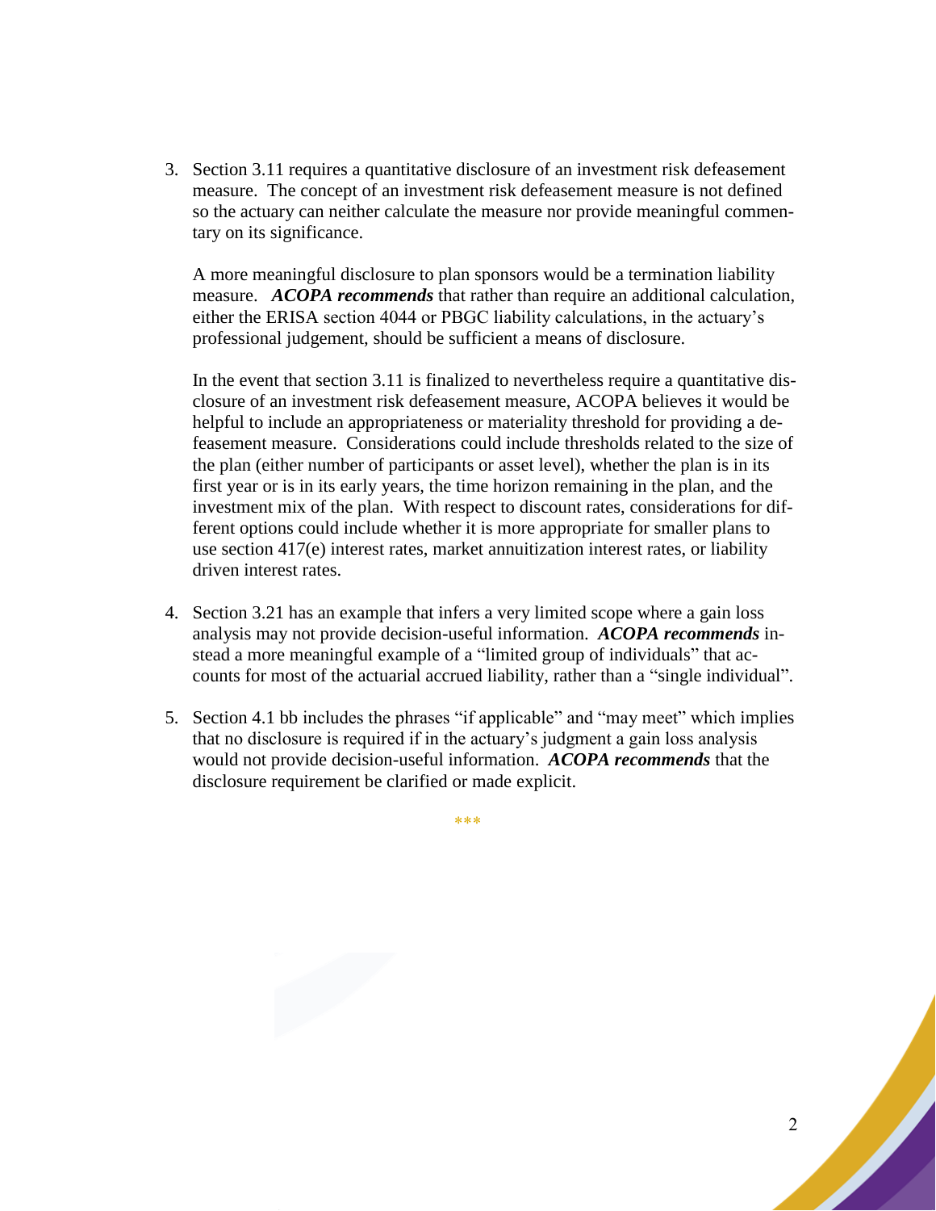3. Section 3.11 requires a quantitative disclosure of an investment risk defeasement measure. The concept of an investment risk defeasement measure is not defined so the actuary can neither calculate the measure nor provide meaningful commentary on its significance.

   A more meaningful disclosure to plan sponsors would be a termination liability measure. ***ACOPA recommends*** that rather than require an additional calculation, either the ERISA section 4044 or PBGC liability calculations, in the actuary's professional judgement, should be sufficient a means of disclosure.

   In the event that section 3.11 is finalized to nevertheless require a quantitative disclosure of an investment risk defeasement measure, ACOPA believes it would be helpful to include an appropriateness or materiality threshold for providing a defeasement measure. Considerations could include thresholds related to the size of the plan (either number of participants or asset level), whether the plan is in its first year or is in its early years, the time horizon remaining in the plan, and the investment mix of the plan. With respect to discount rates, considerations for different options could include whether it is more appropriate for smaller plans to use section 417(e) interest rates, market annuitization interest rates, or liability driven interest rates.

4. Section 3.21 has an example that infers a very limited scope where a gain loss analysis may not provide decision-useful information. ***ACOPA recommends*** instead a more meaningful example of a "limited group of individuals" that accounts for most of the actuarial accrued liability, rather than a "single individual".

5. Section 4.1 bb includes the phrases "if applicable" and "may meet" which implies that no disclosure is required if in the actuary's judgment a gain loss analysis would not provide decision-useful information. ***ACOPA recommends*** that the disclosure requirement be clarified or made explicit.

\*\*\*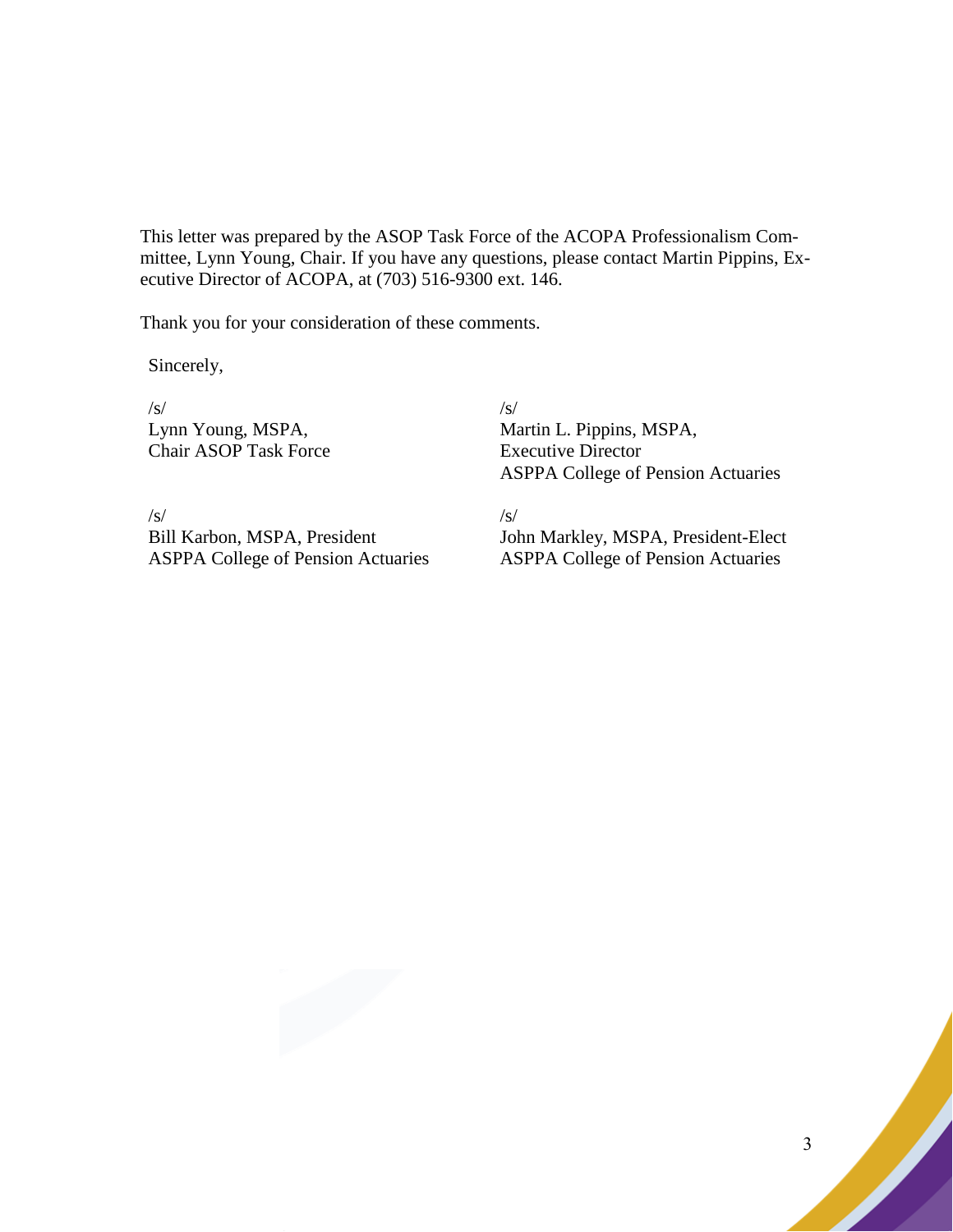This letter was prepared by the ASOP Task Force of the ACOPA Professionalism Committee, Lynn Young, Chair. If you have any questions, please contact Martin Pippins, Executive Director of ACOPA, at (703) 516-9300 ext. 146.

Thank you for your consideration of these comments.

Sincerely,

/s/
Lynn Young, MSPA,
Chair ASOP Task Force

/s/
Martin L. Pippins, MSPA,
Executive Director
ASPPA College of Pension Actuaries

/s/
Bill Karbon, MSPA, President
ASPPA College of Pension Actuaries

/s/
John Markley, MSPA, President-Elect
ASPPA College of Pension Actuaries